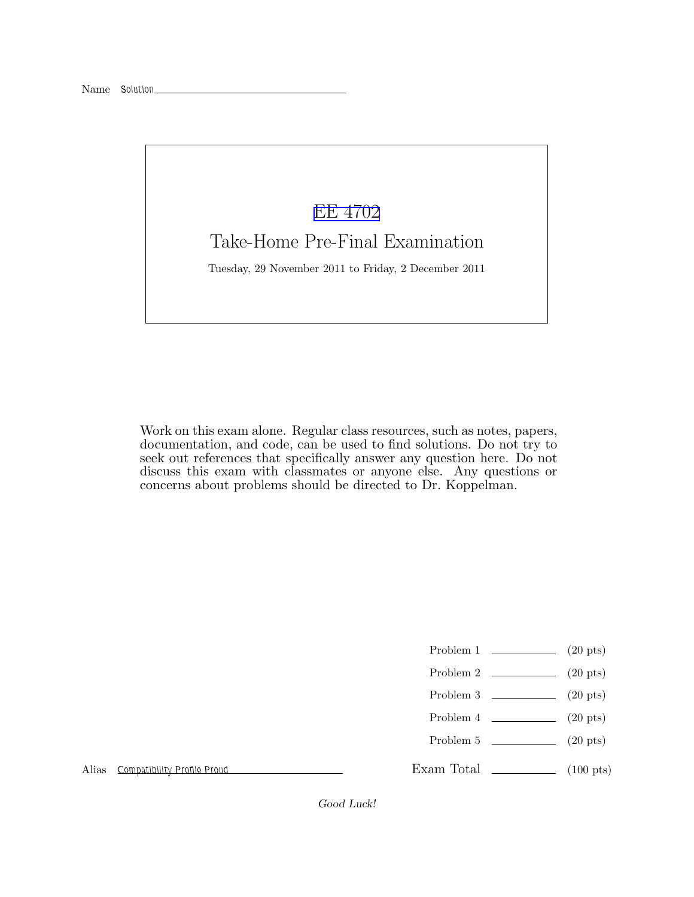Name Solution

# EE 4702

## Take-Home Pre-Final Examination

Tuesday, 29 November 2011 to Friday, 2 December 2011

Work on this exam alone. Regular class resources, such as notes, papers, documentation, and code, can be used to find solutions. Do not try to seek out references that specifically answer any question here. Do not discuss this exam with classmates or anyone else. Any questions or concerns about problems should be directed to Dr. Koppelman.

| | | |
|---|---|---|
| Problem 1 | \_\_\_\_\_\_\_\_ | (20 pts) |
| Problem 2 | \_\_\_\_\_\_\_\_ | (20 pts) |
| Problem 3 | \_\_\_\_\_\_\_\_ | (20 pts) |
| Problem 4 | \_\_\_\_\_\_\_\_ | (20 pts) |
| Problem 5 | \_\_\_\_\_\_\_\_ | (20 pts) |
| Exam Total | \_\_\_\_\_\_\_\_ | (100 pts) |

Alias Compatibility Profile Proud

*Good Luck!*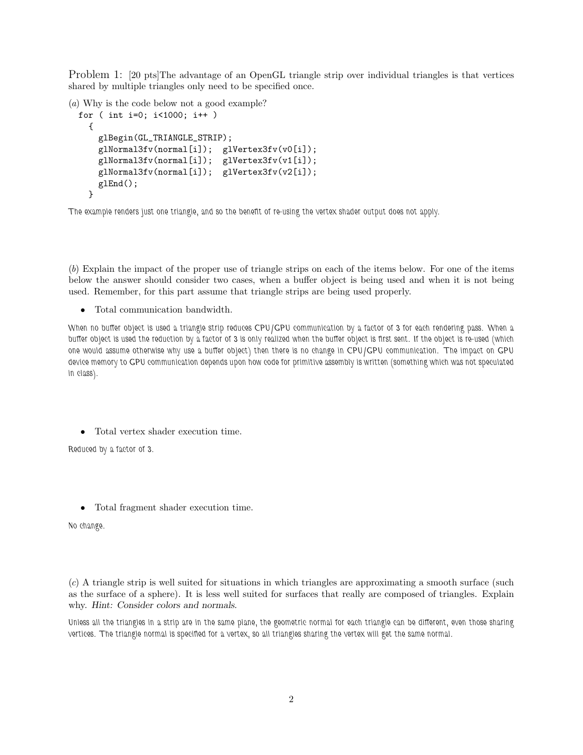Problem 1: [20 pts]The advantage of an OpenGL triangle strip over individual triangles is that vertices shared by multiple triangles only need to be specified once.

(*a*) Why is the code below not a good example?

```
for ( int i=0; i<1000; i++ )
  {
    glBegin(GL_TRIANGLE_STRIP);
    glNormal3fv(normal[i]);  glVertex3fv(v0[i]);
    glNormal3fv(normal[i]);  glVertex3fv(v1[i]);
    glNormal3fv(normal[i]);  glVertex3fv(v2[i]);
    glEnd();
  }
```

The example renders just one triangle, and so the benefit of re-using the vertex shader output does not apply.

(*b*) Explain the impact of the proper use of triangle strips on each of the items below. For one of the items below the answer should consider two cases, when a buffer object is being used and when it is not being used. Remember, for this part assume that triangle strips are being used properly.

- Total communication bandwidth.

When no buffer object is used a triangle strip reduces CPU/GPU communication by a factor of 3 for each rendering pass. When a buffer object is used the reduction by a factor of 3 is only realized when the buffer object is first sent. If the object is re-used (which one would assume otherwise why use a buffer object) then there is no change in CPU/GPU communication. The impact on GPU device memory to GPU communication depends upon how code for primitive assembly is written (something which was not speculated in class).

- Total vertex shader execution time.

Reduced by a factor of 3.

- Total fragment shader execution time.

No change.

(*c*) A triangle strip is well suited for situations in which triangles are approximating a smooth surface (such as the surface of a sphere). It is less well suited for surfaces that really are composed of triangles. Explain why. *Hint: Consider colors and normals.*

Unless all the triangles in a strip are in the same plane, the geometric normal for each triangle can be different, even those sharing vertices. The triangle normal is specified for a vertex, so all triangles sharing the vertex will get the same normal.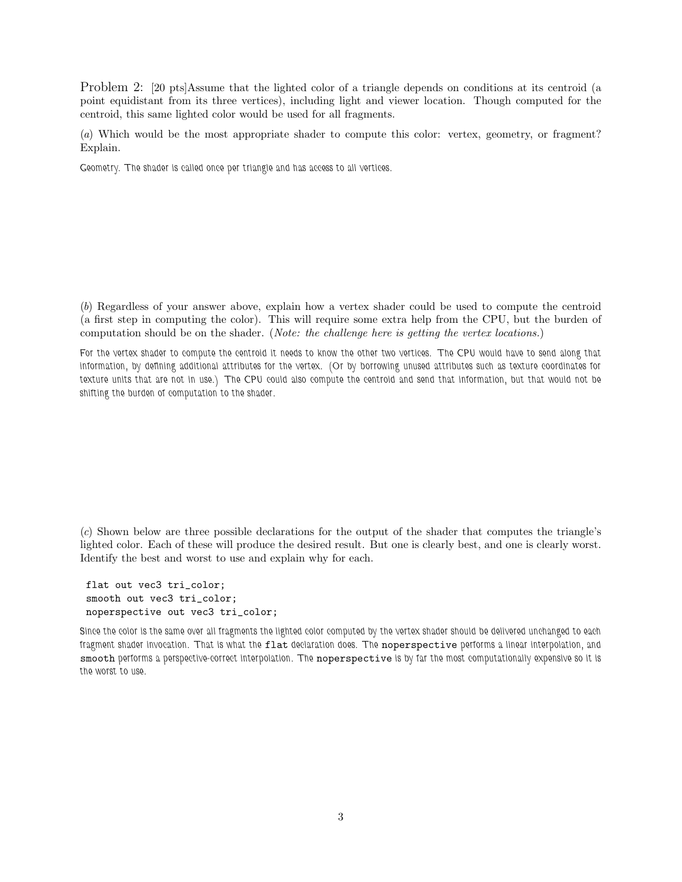Problem 2: [20 pts]Assume that the lighted color of a triangle depends on conditions at its centroid (a point equidistant from its three vertices), including light and viewer location. Though computed for the centroid, this same lighted color would be used for all fragments.

(*a*) Which would be the most appropriate shader to compute this color: vertex, geometry, or fragment? Explain.

Geometry. The shader is called once per triangle and has access to all vertices.

(*b*) Regardless of your answer above, explain how a vertex shader could be used to compute the centroid (a first step in computing the color). This will require some extra help from the CPU, but the burden of computation should be on the shader. (*Note: the challenge here is getting the vertex locations.*)

For the vertex shader to compute the centroid it needs to know the other two vertices. The CPU would have to send along that information, by defining additional attributes for the vertex. (Or by borrowing unused attributes such as texture coordinates for texture units that are not in use.) The CPU could also compute the centroid and send that information, but that would not be shifting the burden of computation to the shader.

(*c*) Shown below are three possible declarations for the output of the shader that computes the triangle's lighted color. Each of these will produce the desired result. But one is clearly best, and one is clearly worst. Identify the best and worst to use and explain why for each.

```
flat out vec3 tri_color;
smooth out vec3 tri_color;
noperspective out vec3 tri_color;
```

Since the color is the same over all fragments the lighted color computed by the vertex shader should be delivered unchanged to each fragment shader invocation. That is what the `flat` declaration does. The `noperspective` performs a linear interpolation, and `smooth` performs a perspective-correct interpolation. The `noperspective` is by far the most computationally expensive so it is the worst to use.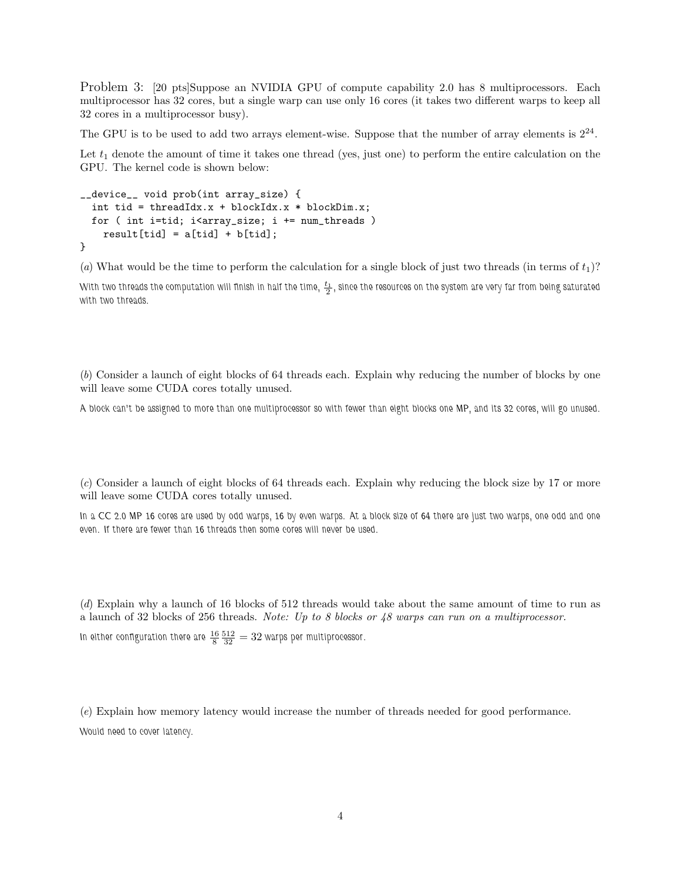Problem 3: [20 pts]Suppose an NVIDIA GPU of compute capability 2.0 has 8 multiprocessors. Each multiprocessor has 32 cores, but a single warp can use only 16 cores (it takes two different warps to keep all 32 cores in a multiprocessor busy).

The GPU is to be used to add two arrays element-wise. Suppose that the number of array elements is $2^{24}$.

Let $t_1$ denote the amount of time it takes one thread (yes, just one) to perform the entire calculation on the GPU. The kernel code is shown below:

```
__device__ void prob(int array_size) {
  int tid = threadIdx.x + blockIdx.x * blockDim.x;
  for ( int i=tid; i<array_size; i += num_threads )
    result[tid] = a[tid] + b[tid];
}
```

(*a*) What would be the time to perform the calculation for a single block of just two threads (in terms of $t_1$)?

With two threads the computation will finish in half the time, $\frac{t_1}{2}$, since the resources on the system are very far from being saturated with two threads.

(*b*) Consider a launch of eight blocks of 64 threads each. Explain why reducing the number of blocks by one will leave some CUDA cores totally unused.

A block can't be assigned to more than one multiprocessor so with fewer than eight blocks one MP, and its 32 cores, will go unused.

(*c*) Consider a launch of eight blocks of 64 threads each. Explain why reducing the block size by 17 or more will leave some CUDA cores totally unused.

In a CC 2.0 MP 16 cores are used by odd warps, 16 by even warps. At a block size of 64 there are just two warps, one odd and one even. If there are fewer than 16 threads then some cores will never be used.

(*d*) Explain why a launch of 16 blocks of 512 threads would take about the same amount of time to run as a launch of 32 blocks of 256 threads. *Note: Up to 8 blocks or 48 warps can run on a multiprocessor.*

In either configuration there are $\frac{16}{8}\frac{512}{32} = 32$ warps per multiprocessor.

(*e*) Explain how memory latency would increase the number of threads needed for good performance.

Would need to cover latency.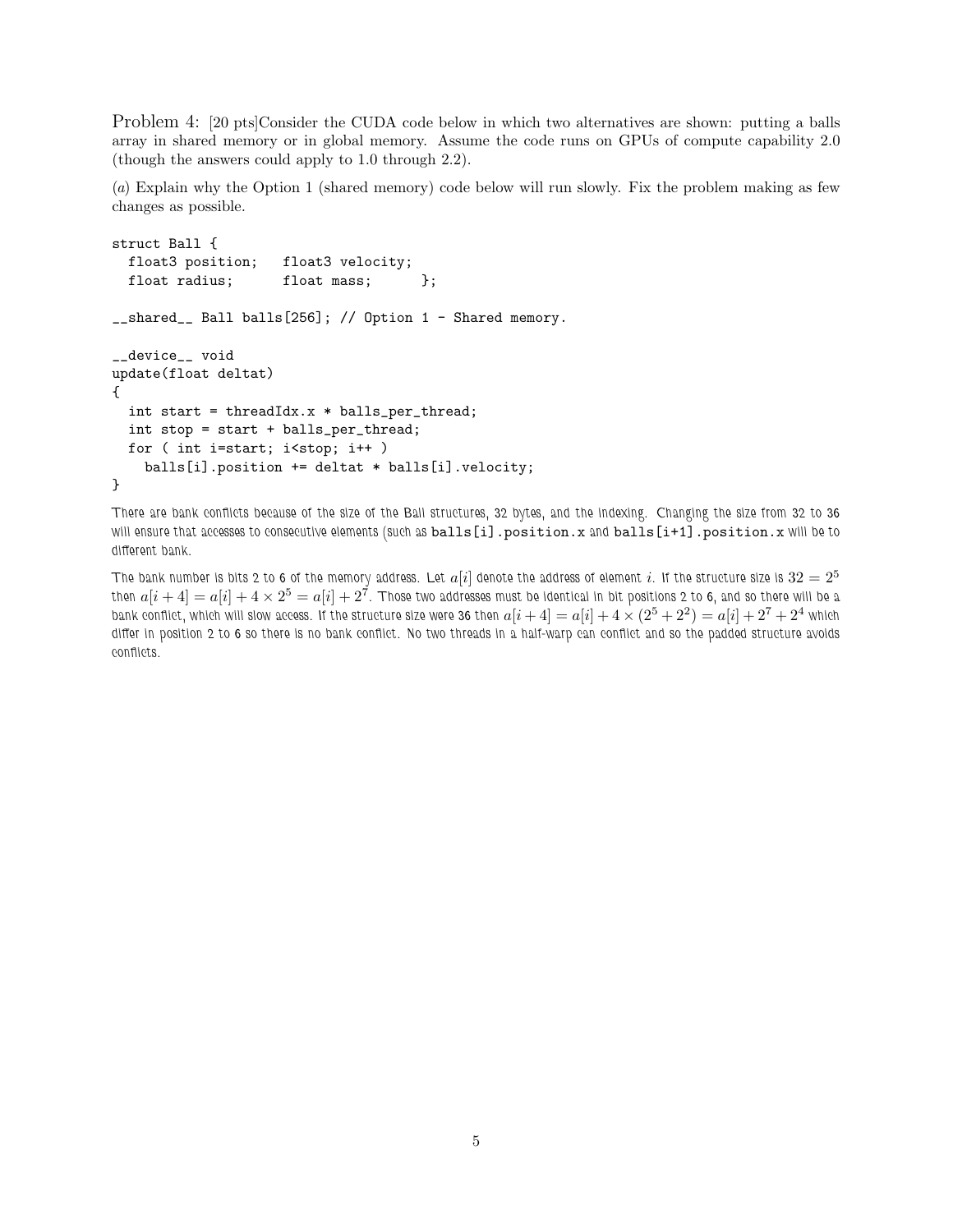Problem 4: [20 pts]Consider the CUDA code below in which two alternatives are shown: putting a balls array in shared memory or in global memory. Assume the code runs on GPUs of compute capability 2.0 (though the answers could apply to 1.0 through 2.2).

(*a*) Explain why the Option 1 (shared memory) code below will run slowly. Fix the problem making as few changes as possible.

```
struct Ball {
  float3 position;   float3 velocity;
  float radius;      float mass;      };

__shared__ Ball balls[256]; // Option 1 - Shared memory.

__device__ void
update(float deltat)
{
  int start = threadIdx.x * balls_per_thread;
  int stop = start + balls_per_thread;
  for ( int i=start; i<stop; i++ )
    balls[i].position += deltat * balls[i].velocity;
}
```

There are bank conflicts because of the size of the Ball structures, 32 bytes, and the indexing. Changing the size from 32 to 36 will ensure that accesses to consecutive elements (such as `balls[i].position.x` and `balls[i+1].position.x` will be to different bank.

The bank number is bits 2 to 6 of the memory address. Let $a[i]$ denote the address of element $i$. If the structure size is $32 = 2^5$ then $a[i+4] = a[i] + 4 \times 2^5 = a[i] + 2^7$. Those two addresses must be identical in bit positions 2 to 6, and so there will be a bank conflict, which will slow access. If the structure size were 36 then $a[i+4] = a[i] + 4 \times (2^5 + 2^2) = a[i] + 2^7 + 2^4$ which differ in position 2 to 6 so there is no bank conflict. No two threads in a half-warp can conflict and so the padded structure avoids conflicts.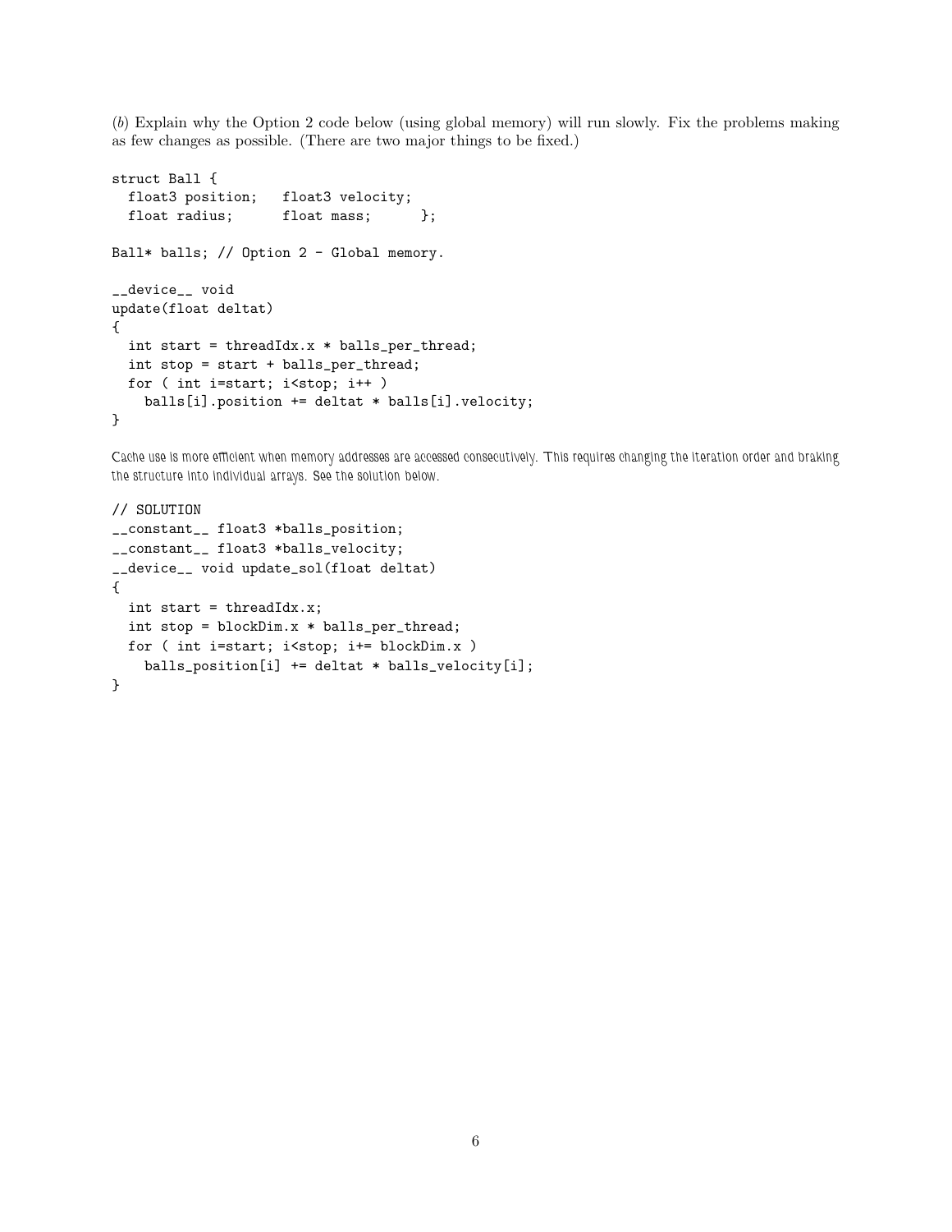(*b*) Explain why the Option 2 code below (using global memory) will run slowly. Fix the problems making as few changes as possible. (There are two major things to be fixed.)

```
struct Ball {
  float3 position;   float3 velocity;
  float radius;      float mass;      };

Ball* balls; // Option 2 - Global memory.

__device__ void
update(float deltat)
{
  int start = threadIdx.x * balls_per_thread;
  int stop = start + balls_per_thread;
  for ( int i=start; i<stop; i++ )
    balls[i].position += deltat * balls[i].velocity;
}
```

Cache use is more efficient when memory addresses are accessed consecutively. This requires changing the iteration order and braking the structure into individual arrays. See the solution below.

```
// SOLUTION
__constant__ float3 *balls_position;
__constant__ float3 *balls_velocity;
__device__ void update_sol(float deltat)
{
  int start = threadIdx.x;
  int stop = blockDim.x * balls_per_thread;
  for ( int i=start; i<stop; i+= blockDim.x )
    balls_position[i] += deltat * balls_velocity[i];
}
```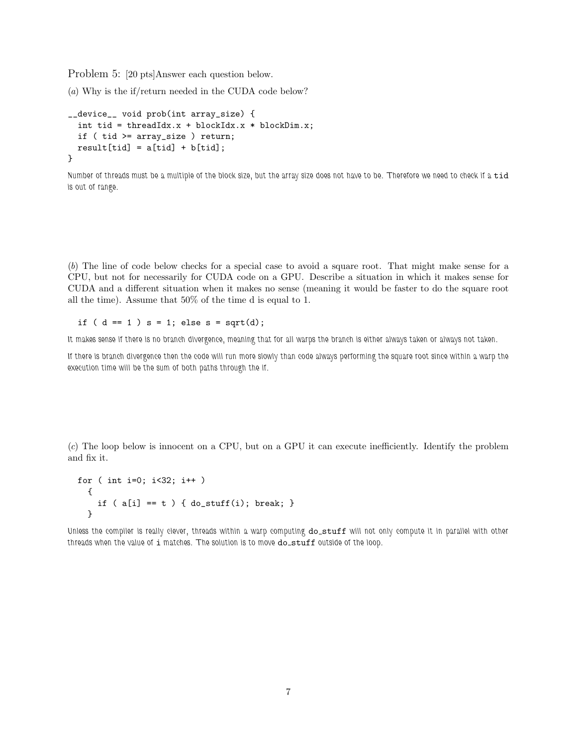Problem 5: [20 pts]Answer each question below.

(*a*) Why is the if/return needed in the CUDA code below?

```
__device__ void prob(int array_size) {
  int tid = threadIdx.x + blockIdx.x * blockDim.x;
  if ( tid >= array_size ) return;
  result[tid] = a[tid] + b[tid];
}
```

Number of threads must be a multiple of the block size, but the array size does not have to be. Therefore we need to check if a `tid` is out of range.

(*b*) The line of code below checks for a special case to avoid a square root. That might make sense for a CPU, but not for necessarily for CUDA code on a GPU. Describe a situation in which it makes sense for CUDA and a different situation when it makes no sense (meaning it would be faster to do the square root all the time). Assume that 50% of the time d is equal to 1.

```
if ( d == 1 ) s = 1; else s = sqrt(d);
```

It makes sense if there is no branch divergence, meaning that for all warps the branch is either always taken or always not taken.

If there is branch divergence then the code will run more slowly than code always performing the square root since within a warp the execution time will be the sum of both paths through the if.

(*c*) The loop below is innocent on a CPU, but on a GPU it can execute inefficiently. Identify the problem and fix it.

```
for ( int i=0; i<32; i++ )
  {
    if ( a[i] == t ) { do_stuff(i); break; }
  }
```

Unless the compiler is really clever, threads within a warp computing `do_stuff` will not only compute it in parallel with other threads when the value of `i` matches. The solution is to move `do_stuff` outside of the loop.